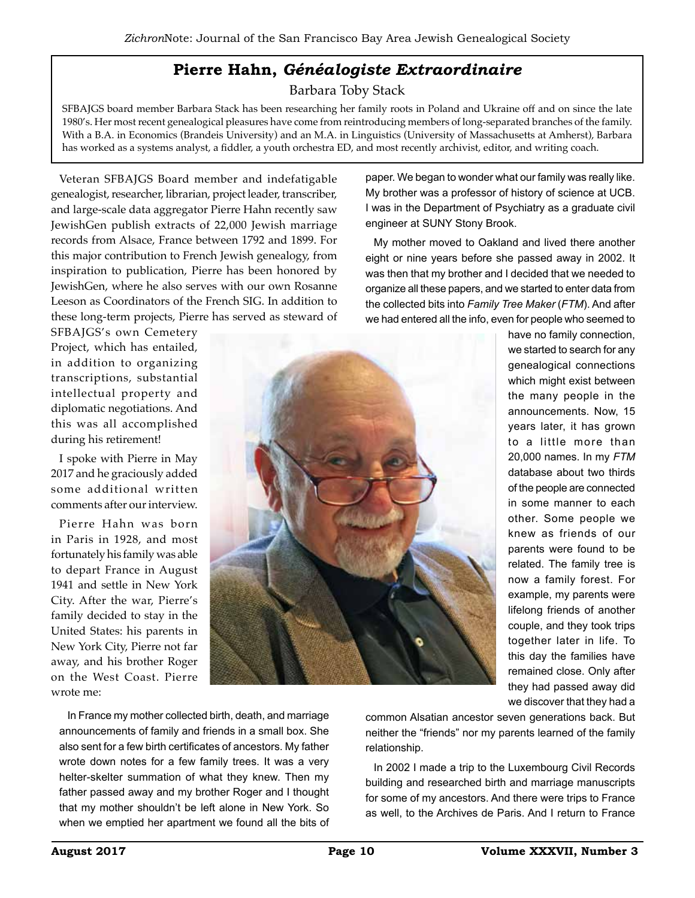# Pierre Hahn, *Généalogiste Extraordinaire*

Barbara Toby Stack

SFBAJGS board member Barbara Stack has been researching her family roots in Poland and Ukraine off and on since the late 1980's. Her most recent genealogical pleasures have come from reintroducing members of long-separated branches of the family. With a B.A. in Economics (Brandeis University) and an M.A. in Linguistics (University of Massachusetts at Amherst), Barbara has worked as a systems analyst, a fiddler, a youth orchestra ED, and most recently archivist, editor, and writing coach.

Veteran SFBAJGS Board member and indefatigable genealogist, researcher, librarian, project leader, transcriber, and large-scale data aggregator Pierre Hahn recently saw JewishGen publish extracts of 22,000 Jewish marriage records from Alsace, France between 1792 and 1899. For this major contribution to French Jewish genealogy, from inspiration to publication, Pierre has been honored by JewishGen, where he also serves with our own Rosanne Leeson as Coordinators of the French SIG. In addition to these long-term projects, Pierre has served as steward of SFBAJGS's own Cemetery Project, which has entailed, in addition to organizing transcriptions, substantial intellectual property and diplomatic negotiations. And this was all accomplished during his retirement!

I spoke with Pierre in May 2017 and he graciously added some additional written comments after our interview.

Pierre Hahn was born in Paris in 1928, and most fortunately his family was able to depart France in August 1941 and settle in New York City. After the war, Pierre's family decided to stay in the United States: his parents in New York City, Pierre not far away, and his brother Roger on the West Coast. Pierre wrote me:

> In France my mother collected birth, death, and marriage announcements of family and friends in a small box. She also sent for a few birth certificates of ancestors. My father wrote down notes for a few family trees. It was a very helter-skelter summation of what they knew. Then my father passed away and my brother Roger and I thought that my mother shouldn't be left alone in New York. So when we emptied her apartment we found all the bits of paper. We began to wonder what our family was really like. My brother was a professor of history of science at UCB. I was in the Department of Psychiatry as a graduate civil engineer at SUNY Stony Brook.
>
> My mother moved to Oakland and lived there another eight or nine years before she passed away in 2002. It was then that my brother and I decided that we needed to organize all these papers, and we started to enter data from the collected bits into *Family Tree Maker* (*FTM*). And after we had entered all the info, even for people who seemed to have no family connection, we started to search for any genealogical connections which might exist between the many people in the announcements. Now, 15 years later, it has grown to a little more than 20,000 names. In my *FTM* database about two thirds of the people are connected in some manner to each other. Some people we knew as friends of our parents were found to be related. The family tree is now a family forest. For example, my parents were lifelong friends of another couple, and they took trips together later in life. To this day the families have remained close. Only after they had passed away did we discover that they had a common Alsatian ancestor seven generations back. But neither the "friends" nor my parents learned of the family relationship.
>
> In 2002 I made a trip to the Luxembourg Civil Records building and researched birth and marriage manuscripts for some of my ancestors. And there were trips to France as well, to the Archives de Paris. And I return to France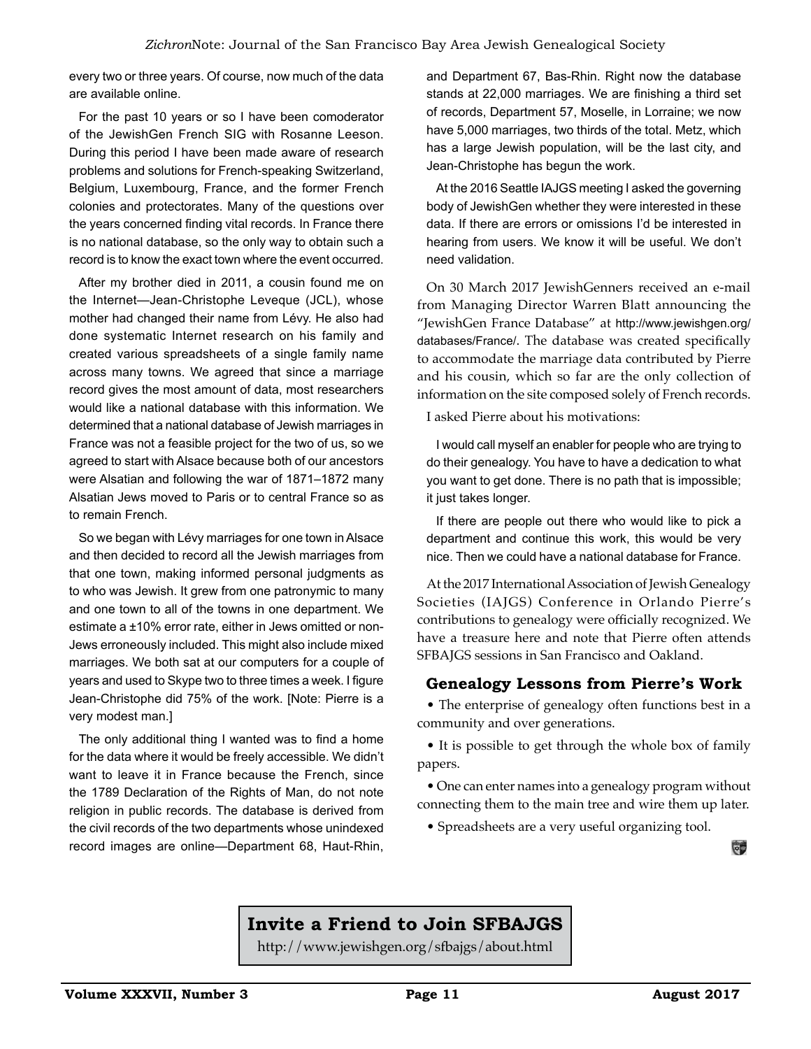every two or three years. Of course, now much of the data are available online.

For the past 10 years or so I have been comoderator of the JewishGen French SIG with Rosanne Leeson. During this period I have been made aware of research problems and solutions for French-speaking Switzerland, Belgium, Luxembourg, France, and the former French colonies and protectorates. Many of the questions over the years concerned finding vital records. In France there is no national database, so the only way to obtain such a record is to know the exact town where the event occurred.

After my brother died in 2011, a cousin found me on the Internet—Jean-Christophe Leveque (JCL), whose mother had changed their name from Lévy. He also had done systematic Internet research on his family and created various spreadsheets of a single family name across many towns. We agreed that since a marriage record gives the most amount of data, most researchers would like a national database with this information. We determined that a national database of Jewish marriages in France was not a feasible project for the two of us, so we agreed to start with Alsace because both of our ancestors were Alsatian and following the war of 1871–1872 many Alsatian Jews moved to Paris or to central France so as to remain French.

So we began with Lévy marriages for one town in Alsace and then decided to record all the Jewish marriages from that one town, making informed personal judgments as to who was Jewish. It grew from one patronymic to many and one town to all of the towns in one department. We estimate a ±10% error rate, either in Jews omitted or non-Jews erroneously included. This might also include mixed marriages. We both sat at our computers for a couple of years and used to Skype two to three times a week. I figure Jean-Christophe did 75% of the work. [Note: Pierre is a very modest man.]

The only additional thing I wanted was to find a home for the data where it would be freely accessible. We didn't want to leave it in France because the French, since the 1789 Declaration of the Rights of Man, do not note religion in public records. The database is derived from the civil records of the two departments whose unindexed record images are online—Department 68, Haut-Rhin, and Department 67, Bas-Rhin. Right now the database stands at 22,000 marriages. We are finishing a third set of records, Department 57, Moselle, in Lorraine; we now have 5,000 marriages, two thirds of the total. Metz, which has a large Jewish population, will be the last city, and Jean-Christophe has begun the work.

At the 2016 Seattle IAJGS meeting I asked the governing body of JewishGen whether they were interested in these data. If there are errors or omissions I'd be interested in hearing from users. We know it will be useful. We don't need validation.

On 30 March 2017 JewishGenners received an e-mail from Managing Director Warren Blatt announcing the "JewishGen France Database" at http://www.jewishgen.org/databases/France/. The database was created specifically to accommodate the marriage data contributed by Pierre and his cousin, which so far are the only collection of information on the site composed solely of French records.

I asked Pierre about his motivations:

> I would call myself an enabler for people who are trying to do their genealogy. You have to have a dedication to what you want to get done. There is no path that is impossible; it just takes longer.
>
> If there are people out there who would like to pick a department and continue this work, this would be very nice. Then we could have a national database for France.

At the 2017 International Association of Jewish Genealogy Societies (IAJGS) Conference in Orlando Pierre's contributions to genealogy were officially recognized. We have a treasure here and note that Pierre often attends SFBAJGS sessions in San Francisco and Oakland.

### Genealogy Lessons from Pierre's Work

- The enterprise of genealogy often functions best in a community and over generations.
- It is possible to get through the whole box of family papers.
- One can enter names into a genealogy program without connecting them to the main tree and wire them up later.
- Spreadsheets are a very useful organizing tool.

**Invite a Friend to Join SFBAJGS**

http://www.jewishgen.org/sfbajgs/about.html